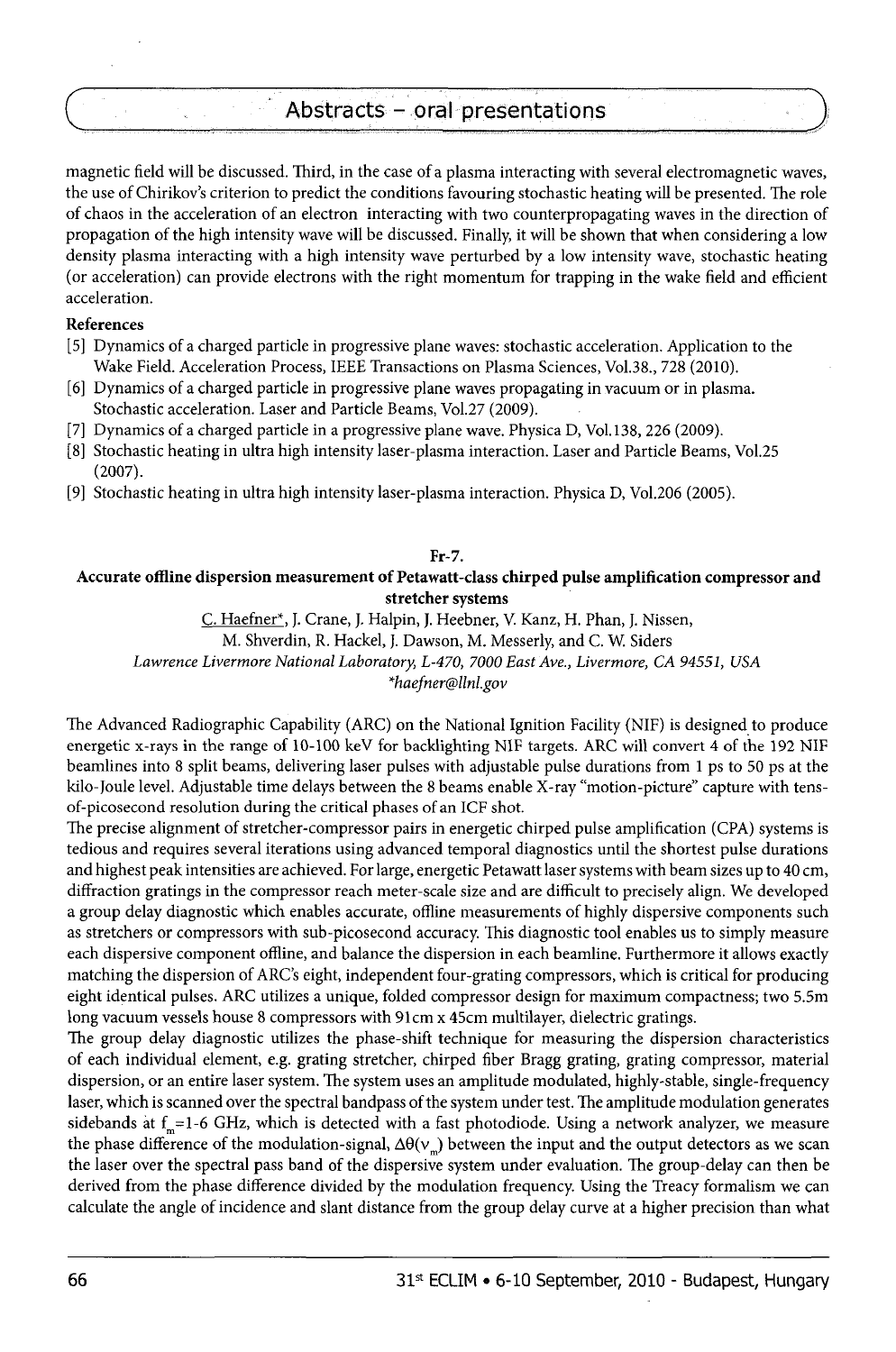magnetic field will be discussed. Third, in the case of a plasma interacting with several electromagnetic waves, the use of Chirikov's criterion to predict the conditions favouring stochastic heating will be presented. The role of chaos in the acceleration of an electron interacting with two counterpropagating waves in the direction of propagation of the high intensity wave will be discussed. Finally, it will be shown that when considering a low density plasma interacting with a high intensity wave perturbed by a low intensity wave, stochastic heating (or acceleration) can provide electrons with the right momentum for trapping in the wake field and efficient acceleration.

**References**

[5] Dynamics of a charged particle in progressive plane waves: stochastic acceleration. Application to the Wake Field. Acceleration Process, IEEE Transactions on Plasma Sciences, Vol.38., 728 (2010).

[6] Dynamics of a charged particle in progressive plane waves propagating in vacuum or in plasma. Stochastic acceleration. Laser and Particle Beams, Vol.27 (2009).

[7] Dynamics of a charged particle in a progressive plane wave. Physica D, Vol.138, 226 (2009).

[8] Stochastic heating in ultra high intensity laser-plasma interaction. Laser and Particle Beams, Vol.25 (2007).

[9] Stochastic heating in ultra high intensity laser-plasma interaction. Physica D, Vol.206 (2005).

## Fr-7.

## Accurate offline dispersion measurement of Petawatt-class chirped pulse amplification compressor and stretcher systems

C. Haefner*, J. Crane, J. Halpin, J. Heebner, V. Kanz, H. Phan, J. Nissen, M. Shverdin, R. Hackel, J. Dawson, M. Messerly, and C. W. Siders

*Lawrence Livermore National Laboratory, L-470, 7000 East Ave., Livermore, CA 94551, USA*

*\*haefner@llnl.gov*

The Advanced Radiographic Capability (ARC) on the National Ignition Facility (NIF) is designed to produce energetic x-rays in the range of 10-100 keV for backlighting NIF targets. ARC will convert 4 of the 192 NIF beamlines into 8 split beams, delivering laser pulses with adjustable pulse durations from 1 ps to 50 ps at the kilo-Joule level. Adjustable time delays between the 8 beams enable X-ray "motion-picture" capture with tens-of-picosecond resolution during the critical phases of an ICF shot.

The precise alignment of stretcher-compressor pairs in energetic chirped pulse amplification (CPA) systems is tedious and requires several iterations using advanced temporal diagnostics until the shortest pulse durations and highest peak intensities are achieved. For large, energetic Petawatt laser systems with beam sizes up to 40 cm, diffraction gratings in the compressor reach meter-scale size and are difficult to precisely align. We developed a group delay diagnostic which enables accurate, offline measurements of highly dispersive components such as stretchers or compressors with sub-picosecond accuracy. This diagnostic tool enables us to simply measure each dispersive component offline, and balance the dispersion in each beamline. Furthermore it allows exactly matching the dispersion of ARC's eight, independent four-grating compressors, which is critical for producing eight identical pulses. ARC utilizes a unique, folded compressor design for maximum compactness; two 5.5m long vacuum vessels house 8 compressors with 91cm x 45cm multilayer, dielectric gratings.

The group delay diagnostic utilizes the phase-shift technique for measuring the dispersion characteristics of each individual element, e.g. grating stretcher, chirped fiber Bragg grating, grating compressor, material dispersion, or an entire laser system. The system uses an amplitude modulated, highly-stable, single-frequency laser, which is scanned over the spectral bandpass of the system under test. The amplitude modulation generates sidebands at $f_m$=1-6 GHz, which is detected with a fast photodiode. Using a network analyzer, we measure the phase difference of the modulation-signal, $\Delta\theta(\nu_m)$ between the input and the output detectors as we scan the laser over the spectral pass band of the dispersive system under evaluation. The group-delay can then be derived from the phase difference divided by the modulation frequency. Using the Treacy formalism we can calculate the angle of incidence and slant distance from the group delay curve at a higher precision than what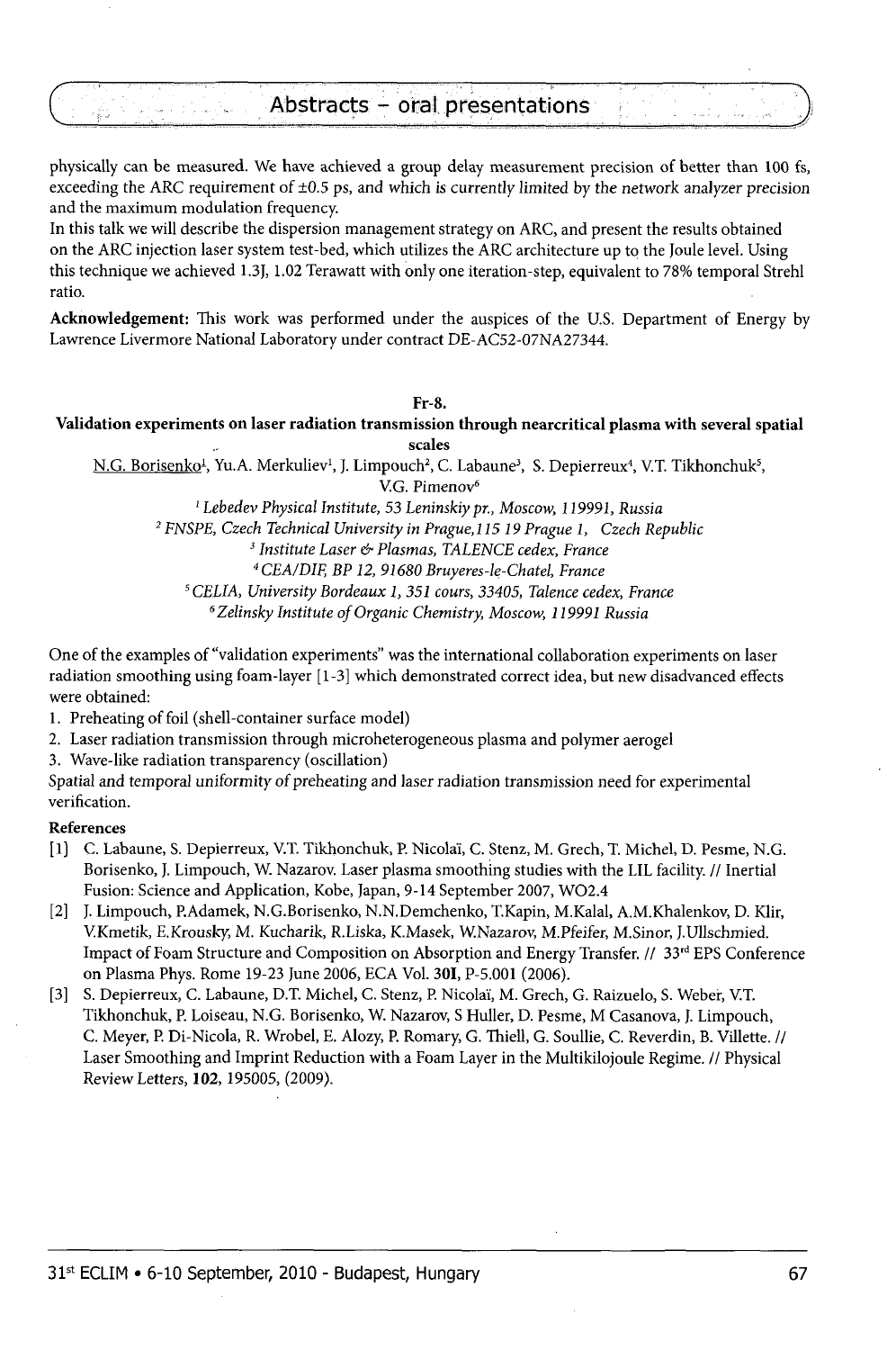physically can be measured. We have achieved a group delay measurement precision of better than 100 fs, exceeding the ARC requirement of ±0.5 ps, and which is currently limited by the network analyzer precision and the maximum modulation frequency.

In this talk we will describe the dispersion management strategy on ARC, and present the results obtained on the ARC injection laser system test-bed, which utilizes the ARC architecture up to the Joule level. Using this technique we achieved 1.3J, 1.02 Terawatt with only one iteration-step, equivalent to 78% temporal Strehl ratio.

**Acknowledgement:** This work was performed under the auspices of the U.S. Department of Energy by Lawrence Livermore National Laboratory under contract DE-AC52-07NA27344.

### Fr-8.

### Validation experiments on laser radiation transmission through nearcritical plasma with several spatial scales

N.G. Borisenko[1], Yu.A. Merkuliev[1], J. Limpouch[2], C. Labaune[3], S. Depierreux[4], V.T. Tikhonchuk[5], V.G. Pimenov[6]

[1] *Lebedev Physical Institute, 53 Leninskiy pr., Moscow, 119991, Russia*
[2] *FNSPE, Czech Technical University in Prague,115 19 Prague 1, Czech Republic*
[3] *Institute Laser & Plasmas, TALENCE cedex, France*
[4] *CEA/DIF, BP 12, 91680 Bruyeres-le-Chatel, France*
[5] *CELIA, University Bordeaux 1, 351 cours, 33405, Talence cedex, France*
[6] *Zelinsky Institute of Organic Chemistry, Moscow, 119991 Russia*

One of the examples of "validation experiments" was the international collaboration experiments on laser radiation smoothing using foam-layer [1-3] which demonstrated correct idea, but new disadvanced effects were obtained:

1. Preheating of foil (shell-container surface model)
2. Laser radiation transmission through microheterogeneous plasma and polymer aerogel
3. Wave-like radiation transparency (oscillation)

Spatial and temporal uniformity of preheating and laser radiation transmission need for experimental verification.

**References**

[1] C. Labaune, S. Depierreux, V.T. Tikhonchuk, P. Nicolaï, C. Stenz, M. Grech, T. Michel, D. Pesme, N.G. Borisenko, J. Limpouch, W. Nazarov. Laser plasma smoothing studies with the LIL facility. // Inertial Fusion: Science and Application, Kobe, Japan, 9-14 September 2007, WO2.4

[2] J. Limpouch, P.Adamek, N.G.Borisenko, N.N.Demchenko, T.Kapin, M.Kalal, A.M.Khalenkov, D. Klir, V.Kmetik, E.Krousky, M. Kucharik, R.Liska, K.Masek, W.Nazarov, M.Pfeifer, M.Sinor, J.Ullschmied. Impact of Foam Structure and Composition on Absorption and Energy Transfer. // 33rd EPS Conference on Plasma Phys. Rome 19-23 June 2006, ECA Vol. **30I**, P-5.001 (2006).

[3] S. Depierreux, C. Labaune, D.T. Michel, C. Stenz, P. Nicolaï, M. Grech, G. Raizuelo, S. Weber, V.T. Tikhonchuk, P. Loiseau, N.G. Borisenko, W. Nazarov, S Huller, D. Pesme, M Casanova, J. Limpouch, C. Meyer, P. Di-Nicola, R. Wrobel, E. Alozy, P. Romary, G. Thiell, G. Soullie, C. Reverdin, B. Villette. // Laser Smoothing and Imprint Reduction with a Foam Layer in the Multikilojoule Regime. // Physical Review Letters, **102**, 195005, (2009).